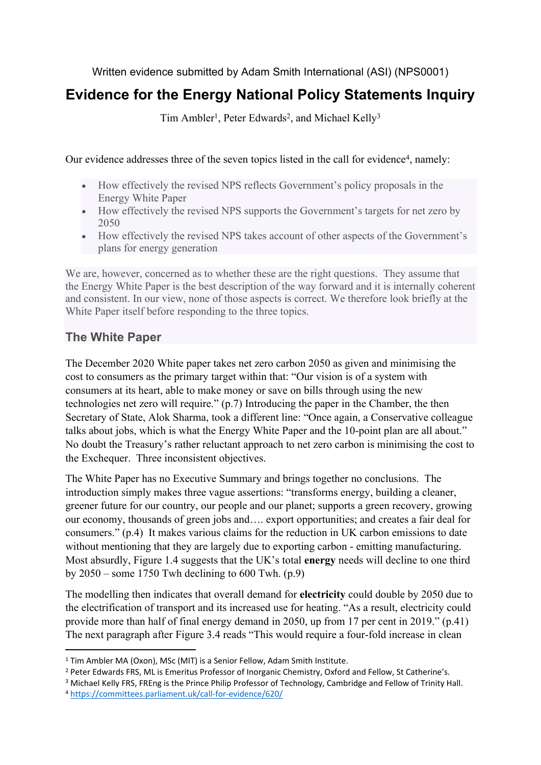Written evidence submitted by Adam Smith International (ASI) (NPS0001)

# Evidence for the Energy National Policy Statements Inquiry

Tim Ambler[1], Peter Edwards[2], and Michael Kelly[3]

Our evidence addresses three of the seven topics listed in the call for evidence[4], namely:

- How effectively the revised NPS reflects Government's policy proposals in the Energy White Paper
- How effectively the revised NPS supports the Government's targets for net zero by 2050
- How effectively the revised NPS takes account of other aspects of the Government's plans for energy generation

We are, however, concerned as to whether these are the right questions. They assume that the Energy White Paper is the best description of the way forward and it is internally coherent and consistent. In our view, none of those aspects is correct. We therefore look briefly at the White Paper itself before responding to the three topics.

## The White Paper

The December 2020 White paper takes net zero carbon 2050 as given and minimising the cost to consumers as the primary target within that: "Our vision is of a system with consumers at its heart, able to make money or save on bills through using the new technologies net zero will require." (p.7) Introducing the paper in the Chamber, the then Secretary of State, Alok Sharma, took a different line: "Once again, a Conservative colleague talks about jobs, which is what the Energy White Paper and the 10-point plan are all about." No doubt the Treasury's rather reluctant approach to net zero carbon is minimising the cost to the Exchequer. Three inconsistent objectives.

The White Paper has no Executive Summary and brings together no conclusions. The introduction simply makes three vague assertions: "transforms energy, building a cleaner, greener future for our country, our people and our planet; supports a green recovery, growing our economy, thousands of green jobs and…. export opportunities; and creates a fair deal for consumers." (p.4) It makes various claims for the reduction in UK carbon emissions to date without mentioning that they are largely due to exporting carbon - emitting manufacturing. Most absurdly, Figure 1.4 suggests that the UK's total **energy** needs will decline to one third by 2050 – some 1750 Twh declining to 600 Twh. (p.9)

The modelling then indicates that overall demand for **electricity** could double by 2050 due to the electrification of transport and its increased use for heating. "As a result, electricity could provide more than half of final energy demand in 2050, up from 17 per cent in 2019." (p.41) The next paragraph after Figure 3.4 reads "This would require a four-fold increase in clean

[1] Tim Ambler MA (Oxon), MSc (MIT) is a Senior Fellow, Adam Smith Institute.

[2] Peter Edwards FRS, ML is Emeritus Professor of Inorganic Chemistry, Oxford and Fellow, St Catherine's.

[3] Michael Kelly FRS, FREng is the Prince Philip Professor of Technology, Cambridge and Fellow of Trinity Hall.

[4] https://committees.parliament.uk/call-for-evidence/620/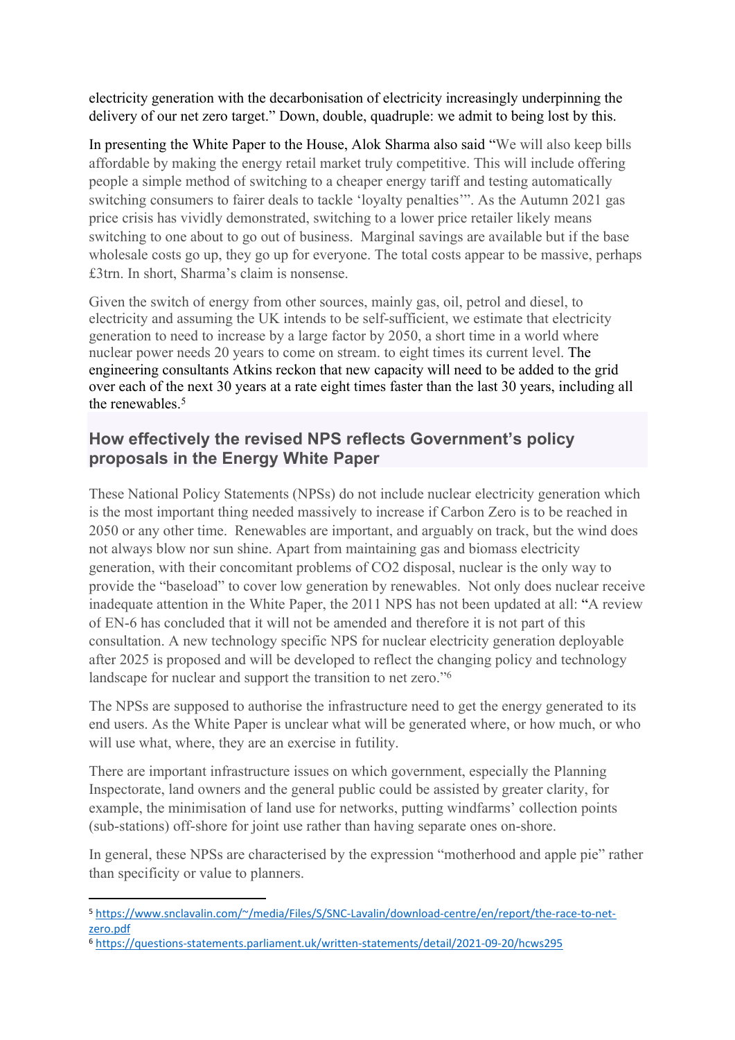electricity generation with the decarbonisation of electricity increasingly underpinning the delivery of our net zero target." Down, double, quadruple: we admit to being lost by this.

In presenting the White Paper to the House, Alok Sharma also said "We will also keep bills affordable by making the energy retail market truly competitive. This will include offering people a simple method of switching to a cheaper energy tariff and testing automatically switching consumers to fairer deals to tackle 'loyalty penalties'". As the Autumn 2021 gas price crisis has vividly demonstrated, switching to a lower price retailer likely means switching to one about to go out of business. Marginal savings are available but if the base wholesale costs go up, they go up for everyone. The total costs appear to be massive, perhaps £3trn. In short, Sharma's claim is nonsense.

Given the switch of energy from other sources, mainly gas, oil, petrol and diesel, to electricity and assuming the UK intends to be self-sufficient, we estimate that electricity generation to need to increase by a large factor by 2050, a short time in a world where nuclear power needs 20 years to come on stream. to eight times its current level. The engineering consultants Atkins reckon that new capacity will need to be added to the grid over each of the next 30 years at a rate eight times faster than the last 30 years, including all the renewables.[5]

## How effectively the revised NPS reflects Government's policy proposals in the Energy White Paper

These National Policy Statements (NPSs) do not include nuclear electricity generation which is the most important thing needed massively to increase if Carbon Zero is to be reached in 2050 or any other time. Renewables are important, and arguably on track, but the wind does not always blow nor sun shine. Apart from maintaining gas and biomass electricity generation, with their concomitant problems of CO2 disposal, nuclear is the only way to provide the "baseload" to cover low generation by renewables. Not only does nuclear receive inadequate attention in the White Paper, the 2011 NPS has not been updated at all: "A review of EN-6 has concluded that it will not be amended and therefore it is not part of this consultation. A new technology specific NPS for nuclear electricity generation deployable after 2025 is proposed and will be developed to reflect the changing policy and technology landscape for nuclear and support the transition to net zero."[6]

The NPSs are supposed to authorise the infrastructure need to get the energy generated to its end users. As the White Paper is unclear what will be generated where, or how much, or who will use what, where, they are an exercise in futility.

There are important infrastructure issues on which government, especially the Planning Inspectorate, land owners and the general public could be assisted by greater clarity, for example, the minimisation of land use for networks, putting windfarms' collection points (sub-stations) off-shore for joint use rather than having separate ones on-shore.

In general, these NPSs are characterised by the expression "motherhood and apple pie" rather than specificity or value to planners.

---

[5] https://www.snclavalin.com/~/media/Files/S/SNC-Lavalin/download-centre/en/report/the-race-to-net-zero.pdf

[6] https://questions-statements.parliament.uk/written-statements/detail/2021-09-20/hcws295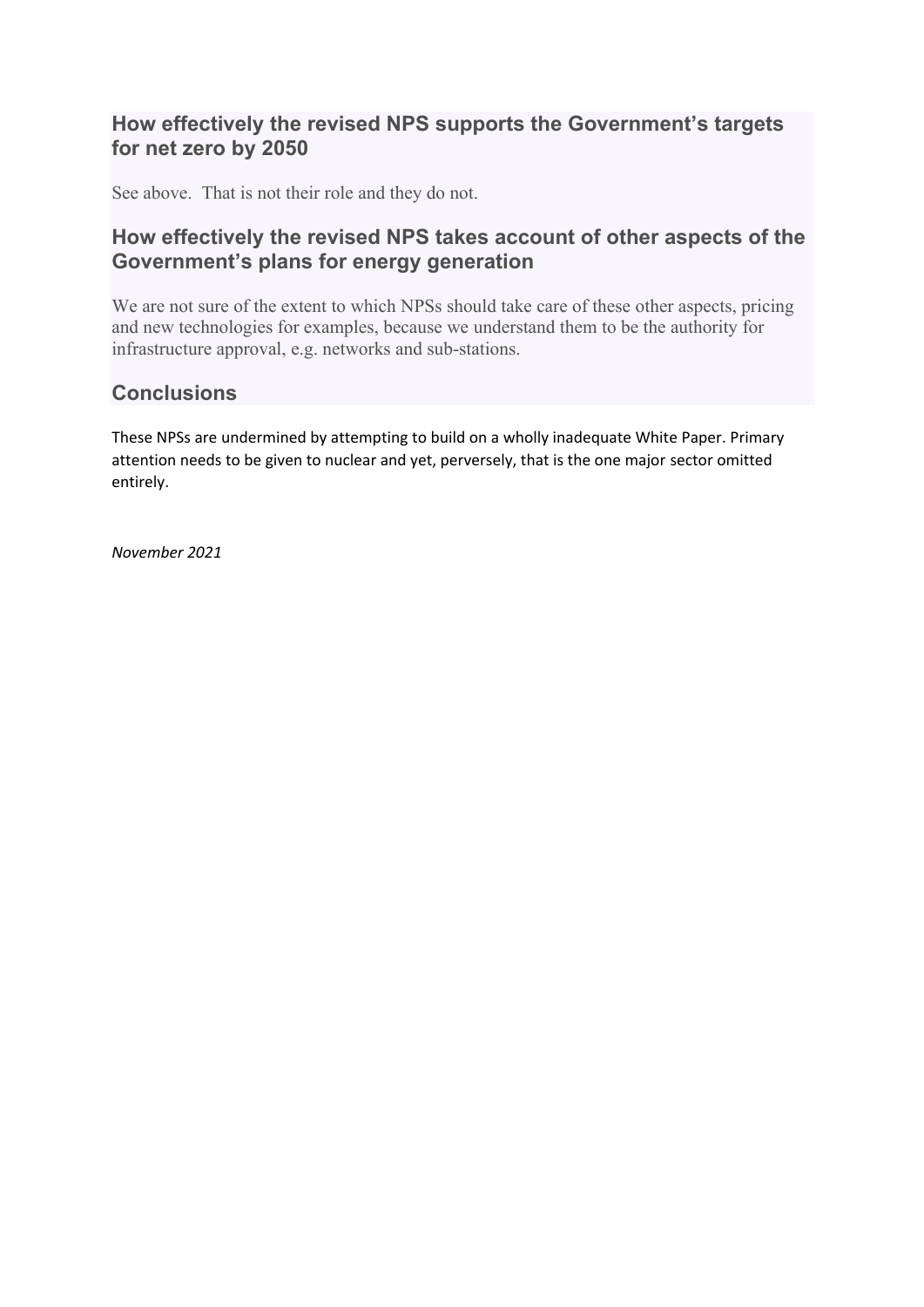## How effectively the revised NPS supports the Government's targets for net zero by 2050

See above. That is not their role and they do not.

## How effectively the revised NPS takes account of other aspects of the Government's plans for energy generation

We are not sure of the extent to which NPSs should take care of these other aspects, pricing and new technologies for examples, because we understand them to be the authority for infrastructure approval, e.g. networks and sub-stations.

## Conclusions

These NPSs are undermined by attempting to build on a wholly inadequate White Paper. Primary attention needs to be given to nuclear and yet, perversely, that is the one major sector omitted entirely.

*November 2021*